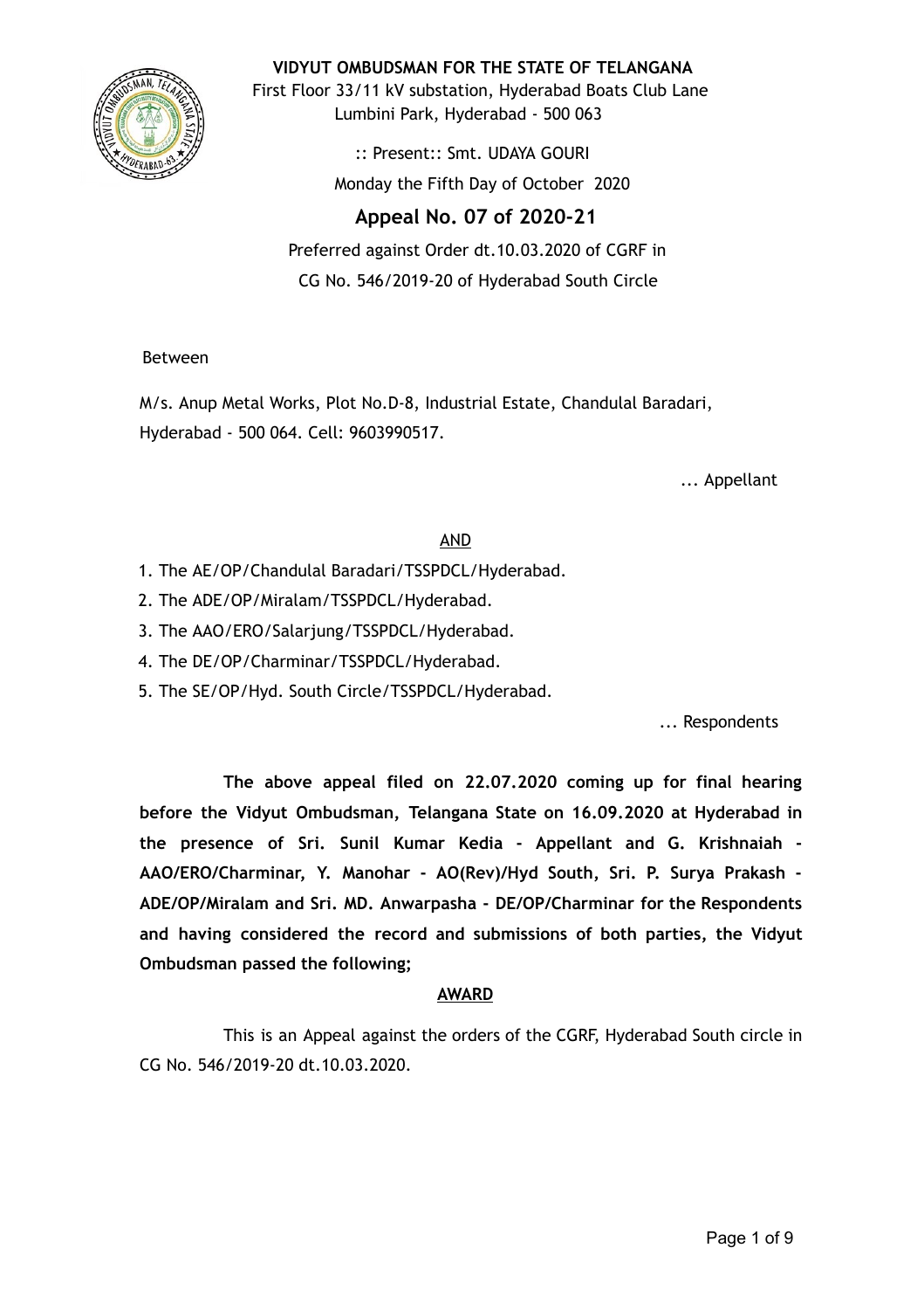**VIDYUT OMBUDSMAN FOR THE STATE OF TELANGANA**

First Floor 33/11 kV substation, Hyderabad Boats Club Lane
Lumbini Park, Hyderabad - 500 063

:: Present:: Smt. UDAYA GOURI

Monday the Fifth Day of October 2020

## Appeal No. 07 of 2020-21

Preferred against Order dt.10.03.2020 of CGRF in
CG No. 546/2019-20 of Hyderabad South Circle

Between

M/s. Anup Metal Works, Plot No.D-8, Industrial Estate, Chandulal Baradari, Hyderabad - 500 064. Cell: 9603990517.

... Appellant

AND

1. The AE/OP/Chandulal Baradari/TSSPDCL/Hyderabad.
2. The ADE/OP/Miralam/TSSPDCL/Hyderabad.
3. The AAO/ERO/Salarjung/TSSPDCL/Hyderabad.
4. The DE/OP/Charminar/TSSPDCL/Hyderabad.
5. The SE/OP/Hyd. South Circle/TSSPDCL/Hyderabad.

... Respondents

**The above appeal filed on 22.07.2020 coming up for final hearing before the Vidyut Ombudsman, Telangana State on 16.09.2020 at Hyderabad in the presence of Sri. Sunil Kumar Kedia - Appellant and G. Krishnaiah - AAO/ERO/Charminar, Y. Manohar - AO(Rev)/Hyd South, Sri. P. Surya Prakash - ADE/OP/Miralam and Sri. MD. Anwarpasha - DE/OP/Charminar for the Respondents and having considered the record and submissions of both parties, the Vidyut Ombudsman passed the following;**

**AWARD**

This is an Appeal against the orders of the CGRF, Hyderabad South circle in CG No. 546/2019-20 dt.10.03.2020.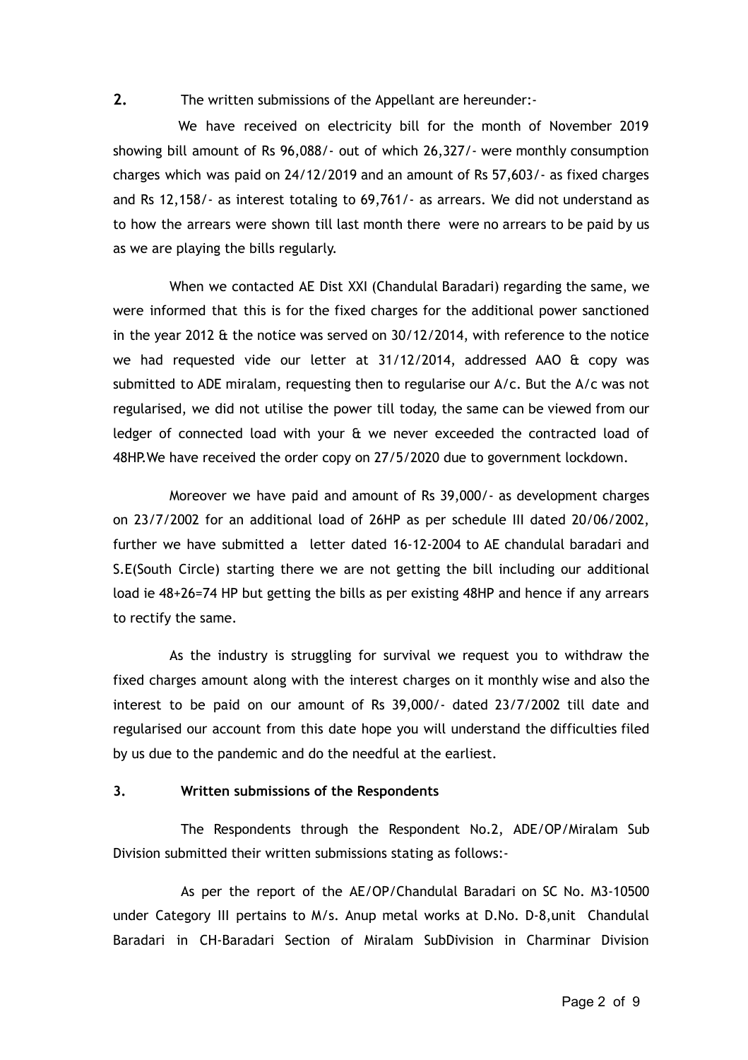**2.** The written submissions of the Appellant are hereunder:-

We have received on electricity bill for the month of November 2019 showing bill amount of Rs 96,088/- out of which 26,327/- were monthly consumption charges which was paid on 24/12/2019 and an amount of Rs 57,603/- as fixed charges and Rs 12,158/- as interest totaling to 69,761/- as arrears. We did not understand as to how the arrears were shown till last month there were no arrears to be paid by us as we are playing the bills regularly.

When we contacted AE Dist XXI (Chandulal Baradari) regarding the same, we were informed that this is for the fixed charges for the additional power sanctioned in the year 2012 & the notice was served on 30/12/2014, with reference to the notice we had requested vide our letter at 31/12/2014, addressed AAO & copy was submitted to ADE miralam, requesting then to regularise our A/c. But the A/c was not regularised, we did not utilise the power till today, the same can be viewed from our ledger of connected load with your & we never exceeded the contracted load of 48HP.We have received the order copy on 27/5/2020 due to government lockdown.

Moreover we have paid and amount of Rs 39,000/- as development charges on 23/7/2002 for an additional load of 26HP as per schedule III dated 20/06/2002, further we have submitted a letter dated 16-12-2004 to AE chandulal baradari and S.E(South Circle) starting there we are not getting the bill including our additional load ie 48+26=74 HP but getting the bills as per existing 48HP and hence if any arrears to rectify the same.

As the industry is struggling for survival we request you to withdraw the fixed charges amount along with the interest charges on it monthly wise and also the interest to be paid on our amount of Rs 39,000/- dated 23/7/2002 till date and regularised our account from this date hope you will understand the difficulties filed by us due to the pandemic and do the needful at the earliest.

**3. Written submissions of the Respondents**

The Respondents through the Respondent No.2, ADE/OP/Miralam Sub Division submitted their written submissions stating as follows:-

As per the report of the AE/OP/Chandulal Baradari on SC No. M3-10500 under Category III pertains to M/s. Anup metal works at D.No. D-8,unit Chandulal Baradari in CH-Baradari Section of Miralam SubDivision in Charminar Division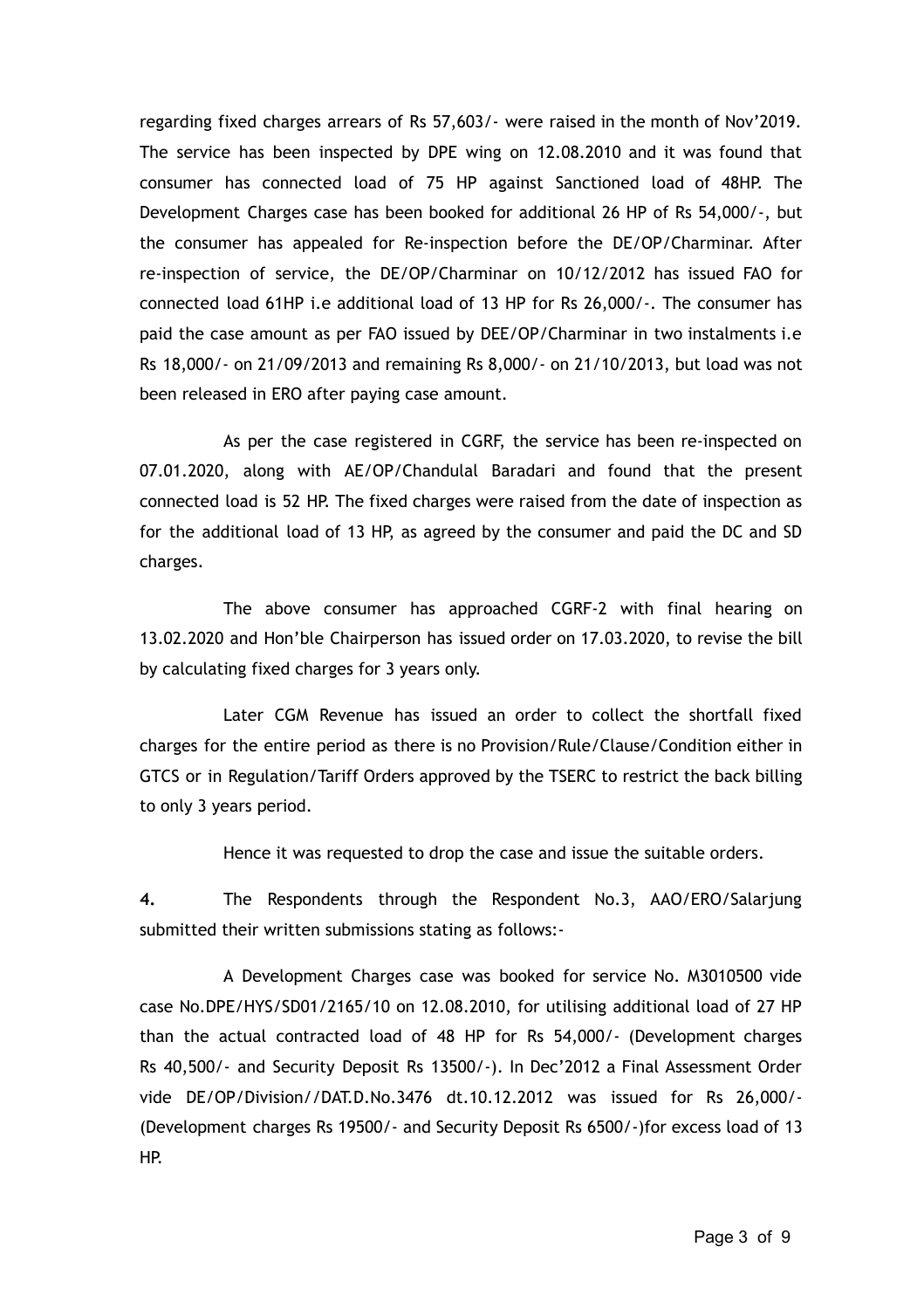regarding fixed charges arrears of Rs 57,603/- were raised in the month of Nov'2019. The service has been inspected by DPE wing on 12.08.2010 and it was found that consumer has connected load of 75 HP against Sanctioned load of 48HP. The Development Charges case has been booked for additional 26 HP of Rs 54,000/-, but the consumer has appealed for Re-inspection before the DE/OP/Charminar. After re-inspection of service, the DE/OP/Charminar on 10/12/2012 has issued FAO for connected load 61HP i.e additional load of 13 HP for Rs 26,000/-. The consumer has paid the case amount as per FAO issued by DEE/OP/Charminar in two instalments i.e Rs 18,000/- on 21/09/2013 and remaining Rs 8,000/- on 21/10/2013, but load was not been released in ERO after paying case amount.

As per the case registered in CGRF, the service has been re-inspected on 07.01.2020, along with AE/OP/Chandulal Baradari and found that the present connected load is 52 HP. The fixed charges were raised from the date of inspection as for the additional load of 13 HP, as agreed by the consumer and paid the DC and SD charges.

The above consumer has approached CGRF-2 with final hearing on 13.02.2020 and Hon'ble Chairperson has issued order on 17.03.2020, to revise the bill by calculating fixed charges for 3 years only.

Later CGM Revenue has issued an order to collect the shortfall fixed charges for the entire period as there is no Provision/Rule/Clause/Condition either in GTCS or in Regulation/Tariff Orders approved by the TSERC to restrict the back billing to only 3 years period.

Hence it was requested to drop the case and issue the suitable orders.

**4.** The Respondents through the Respondent No.3, AAO/ERO/Salarjung submitted their written submissions stating as follows:-

A Development Charges case was booked for service No. M3010500 vide case No.DPE/HYS/SD01/2165/10 on 12.08.2010, for utilising additional load of 27 HP than the actual contracted load of 48 HP for Rs 54,000/- (Development charges Rs 40,500/- and Security Deposit Rs 13500/-). In Dec'2012 a Final Assessment Order vide DE/OP/Division//DAT.D.No.3476 dt.10.12.2012 was issued for Rs 26,000/- (Development charges Rs 19500/- and Security Deposit Rs 6500/-)for excess load of 13 HP.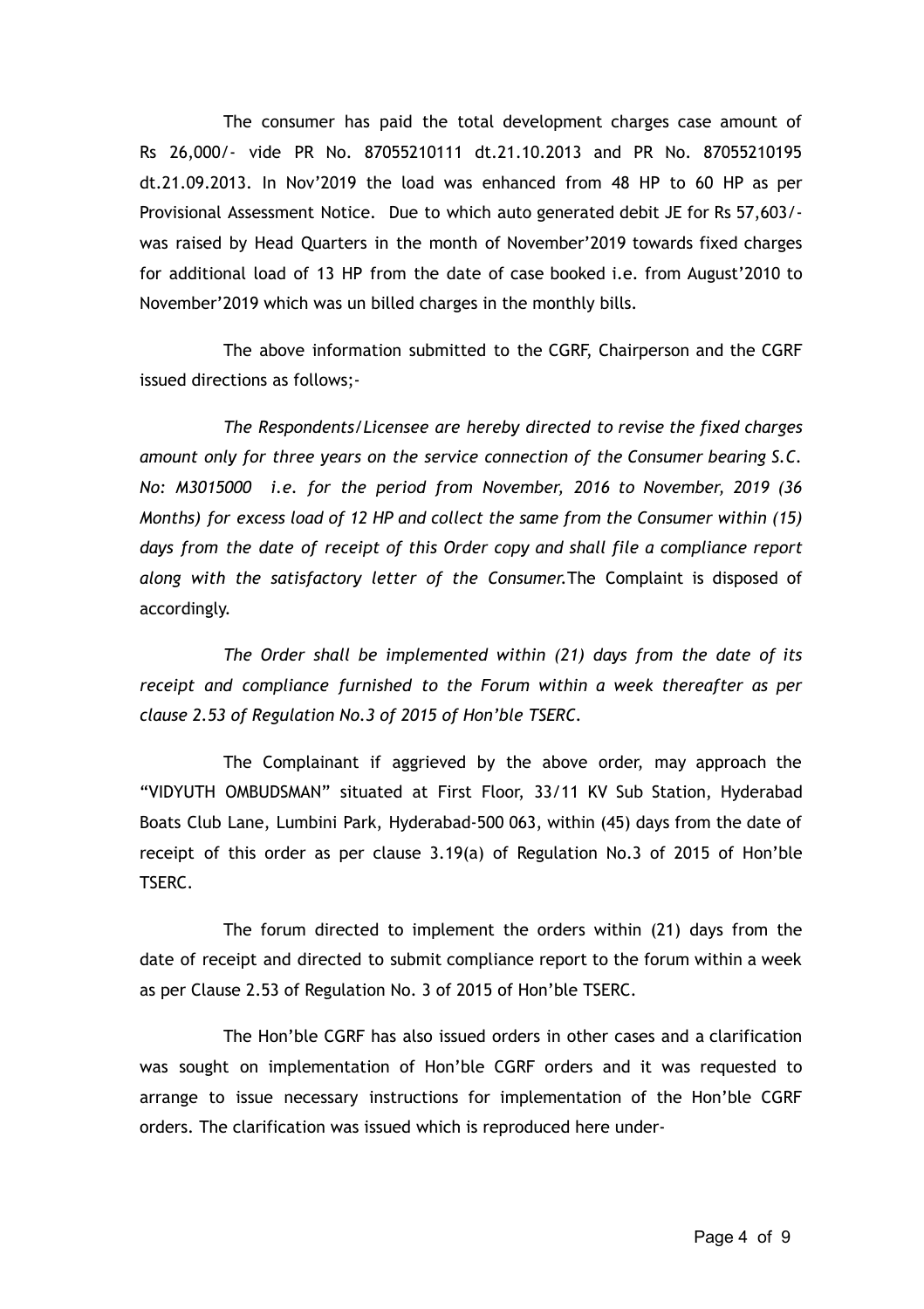The consumer has paid the total development charges case amount of Rs 26,000/- vide PR No. 87055210111 dt.21.10.2013 and PR No. 87055210195 dt.21.09.2013. In Nov'2019 the load was enhanced from 48 HP to 60 HP as per Provisional Assessment Notice. Due to which auto generated debit JE for Rs 57,603/- was raised by Head Quarters in the month of November'2019 towards fixed charges for additional load of 13 HP from the date of case booked i.e. from August'2010 to November'2019 which was un billed charges in the monthly bills.

The above information submitted to the CGRF, Chairperson and the CGRF issued directions as follows;-

*The Respondents/Licensee are hereby directed to revise the fixed charges amount only for three years on the service connection of the Consumer bearing S.C. No: M3015000 i.e. for the period from November, 2016 to November, 2019 (36 Months) for excess load of 12 HP and collect the same from the Consumer within (15) days from the date of receipt of this Order copy and shall file a compliance report along with the satisfactory letter of the Consumer.*The Complaint is disposed of accordingly.

*The Order shall be implemented within (21) days from the date of its receipt and compliance furnished to the Forum within a week thereafter as per clause 2.53 of Regulation No.3 of 2015 of Hon'ble TSERC.*

The Complainant if aggrieved by the above order, may approach the "VIDYUTH OMBUDSMAN" situated at First Floor, 33/11 KV Sub Station, Hyderabad Boats Club Lane, Lumbini Park, Hyderabad-500 063, within (45) days from the date of receipt of this order as per clause 3.19(a) of Regulation No.3 of 2015 of Hon'ble TSERC.

The forum directed to implement the orders within (21) days from the date of receipt and directed to submit compliance report to the forum within a week as per Clause 2.53 of Regulation No. 3 of 2015 of Hon'ble TSERC.

The Hon'ble CGRF has also issued orders in other cases and a clarification was sought on implementation of Hon'ble CGRF orders and it was requested to arrange to issue necessary instructions for implementation of the Hon'ble CGRF orders. The clarification was issued which is reproduced here under-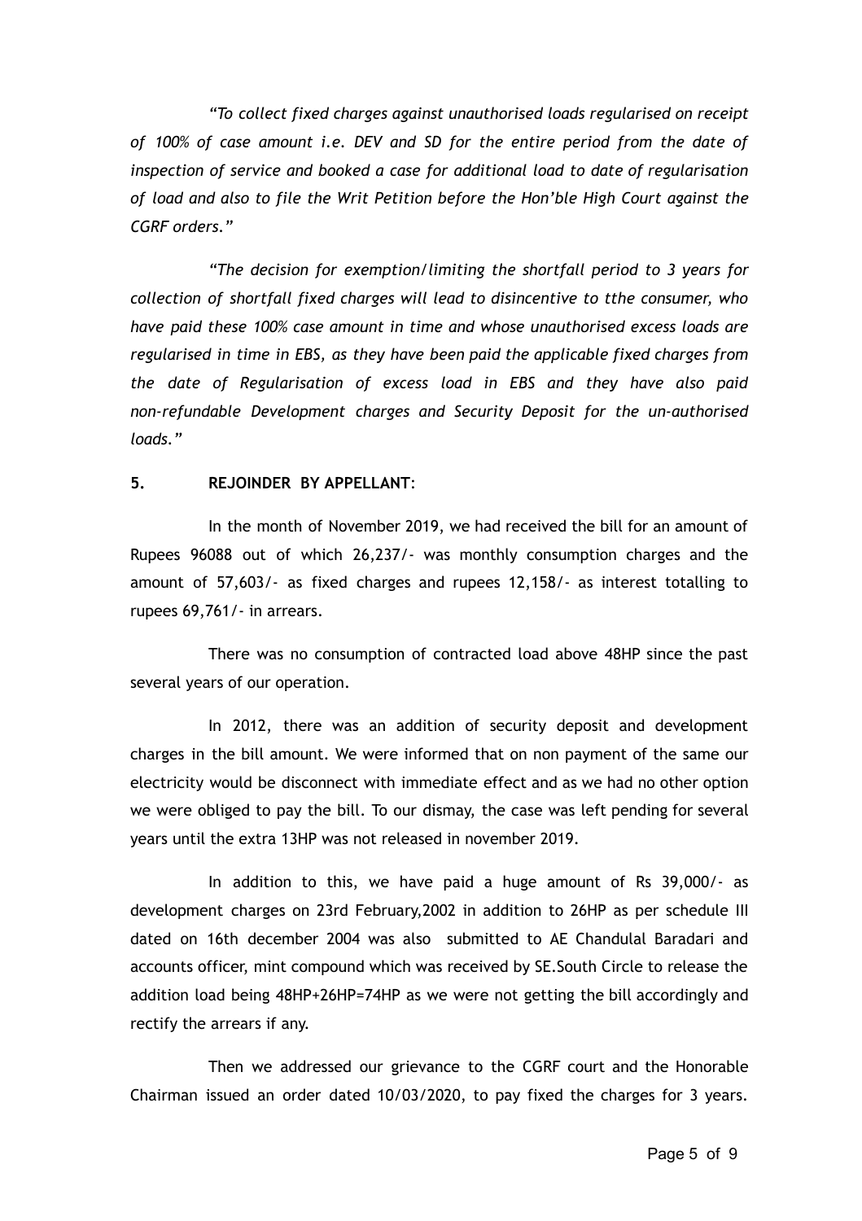*"To collect fixed charges against unauthorised loads regularised on receipt of 100% of case amount i.e. DEV and SD for the entire period from the date of inspection of service and booked a case for additional load to date of regularisation of load and also to file the Writ Petition before the Hon'ble High Court against the CGRF orders."*

*"The decision for exemption/limiting the shortfall period to 3 years for collection of shortfall fixed charges will lead to disincentive to tthe consumer, who have paid these 100% case amount in time and whose unauthorised excess loads are regularised in time in EBS, as they have been paid the applicable fixed charges from the date of Regularisation of excess load in EBS and they have also paid non-refundable Development charges and Security Deposit for the un-authorised loads."*

**5. REJOINDER BY APPELLANT**:

In the month of November 2019, we had received the bill for an amount of Rupees 96088 out of which 26,237/- was monthly consumption charges and the amount of 57,603/- as fixed charges and rupees 12,158/- as interest totalling to rupees 69,761/- in arrears.

There was no consumption of contracted load above 48HP since the past several years of our operation.

In 2012, there was an addition of security deposit and development charges in the bill amount. We were informed that on non payment of the same our electricity would be disconnect with immediate effect and as we had no other option we were obliged to pay the bill. To our dismay, the case was left pending for several years until the extra 13HP was not released in november 2019.

In addition to this, we have paid a huge amount of Rs 39,000/- as development charges on 23rd February,2002 in addition to 26HP as per schedule III dated on 16th december 2004 was also submitted to AE Chandulal Baradari and accounts officer, mint compound which was received by SE.South Circle to release the addition load being 48HP+26HP=74HP as we were not getting the bill accordingly and rectify the arrears if any.

Then we addressed our grievance to the CGRF court and the Honorable Chairman issued an order dated 10/03/2020, to pay fixed the charges for 3 years.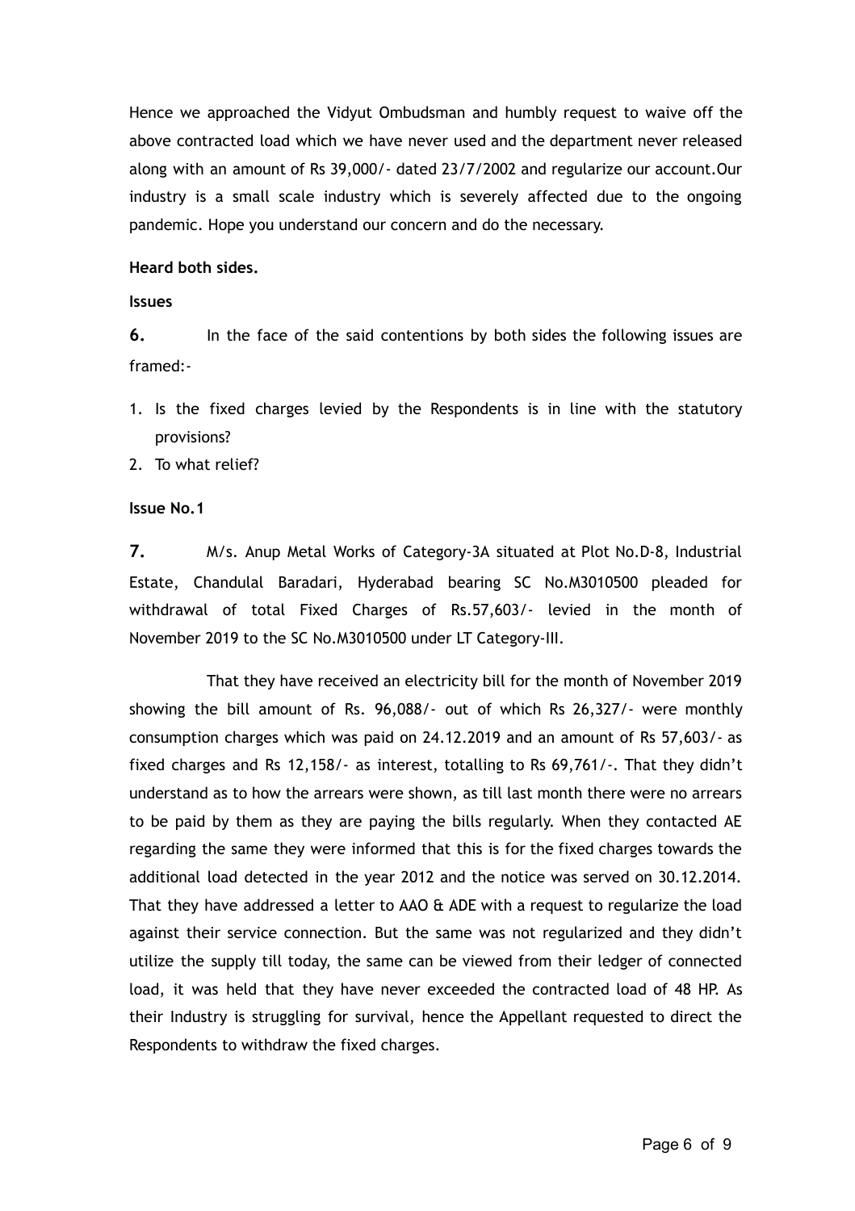Hence we approached the Vidyut Ombudsman and humbly request to waive off the above contracted load which we have never used and the department never released along with an amount of Rs 39,000/- dated 23/7/2002 and regularize our account.Our industry is a small scale industry which is severely affected due to the ongoing pandemic. Hope you understand our concern and do the necessary.

**Heard both sides.**

**Issues**

**6.** In the face of the said contentions by both sides the following issues are framed:-

1. Is the fixed charges levied by the Respondents is in line with the statutory provisions?
2. To what relief?

**Issue No.1**

**7.** M/s. Anup Metal Works of Category-3A situated at Plot No.D-8, Industrial Estate, Chandulal Baradari, Hyderabad bearing SC No.M3010500 pleaded for withdrawal of total Fixed Charges of Rs.57,603/- levied in the month of November 2019 to the SC No.M3010500 under LT Category-III.

That they have received an electricity bill for the month of November 2019 showing the bill amount of Rs. 96,088/- out of which Rs 26,327/- were monthly consumption charges which was paid on 24.12.2019 and an amount of Rs 57,603/- as fixed charges and Rs 12,158/- as interest, totalling to Rs 69,761/-. That they didn't understand as to how the arrears were shown, as till last month there were no arrears to be paid by them as they are paying the bills regularly. When they contacted AE regarding the same they were informed that this is for the fixed charges towards the additional load detected in the year 2012 and the notice was served on 30.12.2014. That they have addressed a letter to AAO & ADE with a request to regularize the load against their service connection. But the same was not regularized and they didn't utilize the supply till today, the same can be viewed from their ledger of connected load, it was held that they have never exceeded the contracted load of 48 HP. As their Industry is struggling for survival, hence the Appellant requested to direct the Respondents to withdraw the fixed charges.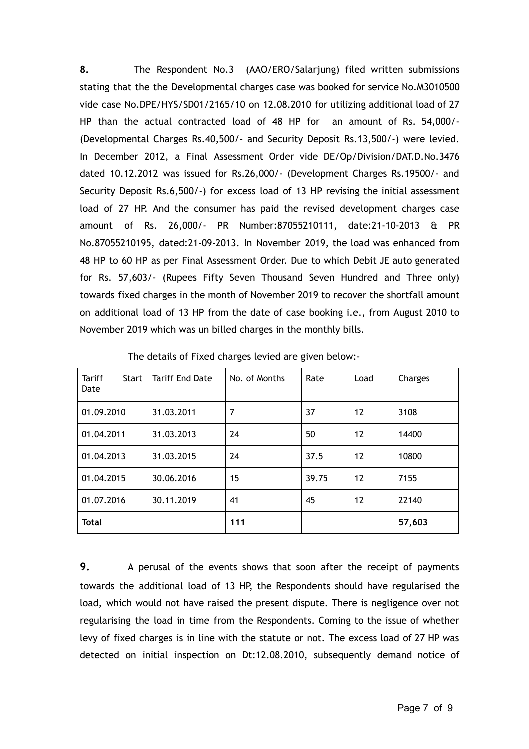**8.** The Respondent No.3 (AAO/ERO/Salarjung) filed written submissions stating that the the Developmental charges case was booked for service No.M3010500 vide case No.DPE/HYS/SD01/2165/10 on 12.08.2010 for utilizing additional load of 27 HP than the actual contracted load of 48 HP for an amount of Rs. 54,000/- (Developmental Charges Rs.40,500/- and Security Deposit Rs.13,500/-) were levied. In December 2012, a Final Assessment Order vide DE/Op/Division/DAT.D.No.3476 dated 10.12.2012 was issued for Rs.26,000/- (Development Charges Rs.19500/- and Security Deposit Rs.6,500/-) for excess load of 13 HP revising the initial assessment load of 27 HP. And the consumer has paid the revised development charges case amount of Rs. 26,000/- PR Number:87055210111, date:21-10-2013 & PR No.87055210195, dated:21-09-2013. In November 2019, the load was enhanced from 48 HP to 60 HP as per Final Assessment Order. Due to which Debit JE auto generated for Rs. 57,603/- (Rupees Fifty Seven Thousand Seven Hundred and Three only) towards fixed charges in the month of November 2019 to recover the shortfall amount on additional load of 13 HP from the date of case booking i.e., from August 2010 to November 2019 which was un billed charges in the monthly bills.

The details of Fixed charges levied are given below:-

| Tariff Start Date | Tariff End Date | No. of Months | Rate | Load | Charges |
|---|---|---|---|---|---|
| 01.09.2010 | 31.03.2011 | 7 | 37 | 12 | 3108 |
| 01.04.2011 | 31.03.2013 | 24 | 50 | 12 | 14400 |
| 01.04.2013 | 31.03.2015 | 24 | 37.5 | 12 | 10800 |
| 01.04.2015 | 30.06.2016 | 15 | 39.75 | 12 | 7155 |
| 01.07.2016 | 30.11.2019 | 41 | 45 | 12 | 22140 |
| **Total** | | **111** | | | **57,603** |

**9.** A perusal of the events shows that soon after the receipt of payments towards the additional load of 13 HP, the Respondents should have regularised the load, which would not have raised the present dispute. There is negligence over not regularising the load in time from the Respondents. Coming to the issue of whether levy of fixed charges is in line with the statute or not. The excess load of 27 HP was detected on initial inspection on Dt:12.08.2010, subsequently demand notice of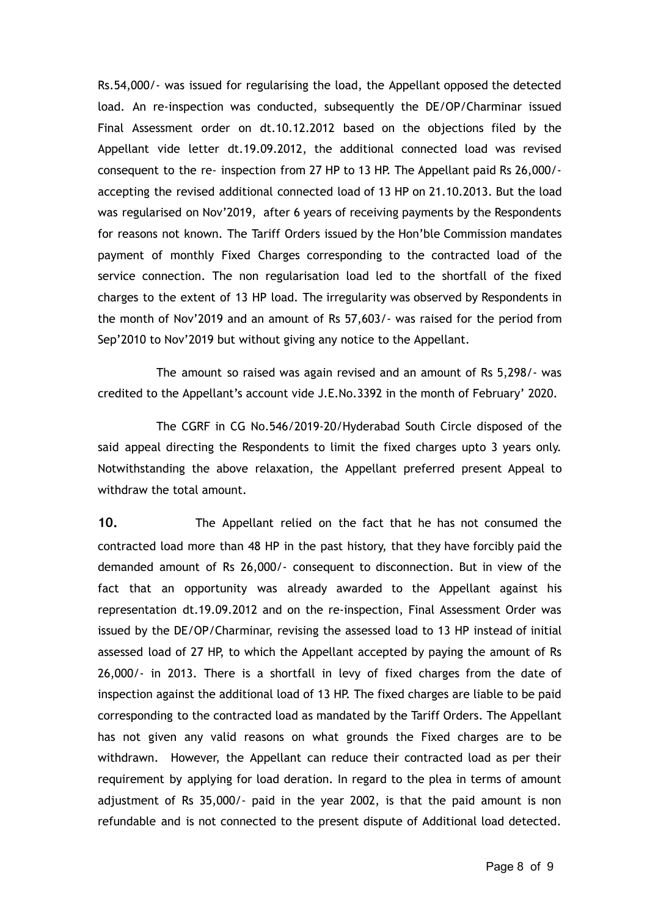Rs.54,000/- was issued for regularising the load, the Appellant opposed the detected load. An re-inspection was conducted, subsequently the DE/OP/Charminar issued Final Assessment order on dt.10.12.2012 based on the objections filed by the Appellant vide letter dt.19.09.2012, the additional connected load was revised consequent to the re- inspection from 27 HP to 13 HP. The Appellant paid Rs 26,000/- accepting the revised additional connected load of 13 HP on 21.10.2013. But the load was regularised on Nov'2019, after 6 years of receiving payments by the Respondents for reasons not known. The Tariff Orders issued by the Hon'ble Commission mandates payment of monthly Fixed Charges corresponding to the contracted load of the service connection. The non regularisation load led to the shortfall of the fixed charges to the extent of 13 HP load. The irregularity was observed by Respondents in the month of Nov'2019 and an amount of Rs 57,603/- was raised for the period from Sep'2010 to Nov'2019 but without giving any notice to the Appellant.

The amount so raised was again revised and an amount of Rs 5,298/- was credited to the Appellant's account vide J.E.No.3392 in the month of February' 2020.

The CGRF in CG No.546/2019-20/Hyderabad South Circle disposed of the said appeal directing the Respondents to limit the fixed charges upto 3 years only. Notwithstanding the above relaxation, the Appellant preferred present Appeal to withdraw the total amount.

**10.** The Appellant relied on the fact that he has not consumed the contracted load more than 48 HP in the past history, that they have forcibly paid the demanded amount of Rs 26,000/- consequent to disconnection. But in view of the fact that an opportunity was already awarded to the Appellant against his representation dt.19.09.2012 and on the re-inspection, Final Assessment Order was issued by the DE/OP/Charminar, revising the assessed load to 13 HP instead of initial assessed load of 27 HP, to which the Appellant accepted by paying the amount of Rs 26,000/- in 2013. There is a shortfall in levy of fixed charges from the date of inspection against the additional load of 13 HP. The fixed charges are liable to be paid corresponding to the contracted load as mandated by the Tariff Orders. The Appellant has not given any valid reasons on what grounds the Fixed charges are to be withdrawn. However, the Appellant can reduce their contracted load as per their requirement by applying for load deration. In regard to the plea in terms of amount adjustment of Rs 35,000/- paid in the year 2002, is that the paid amount is non refundable and is not connected to the present dispute of Additional load detected.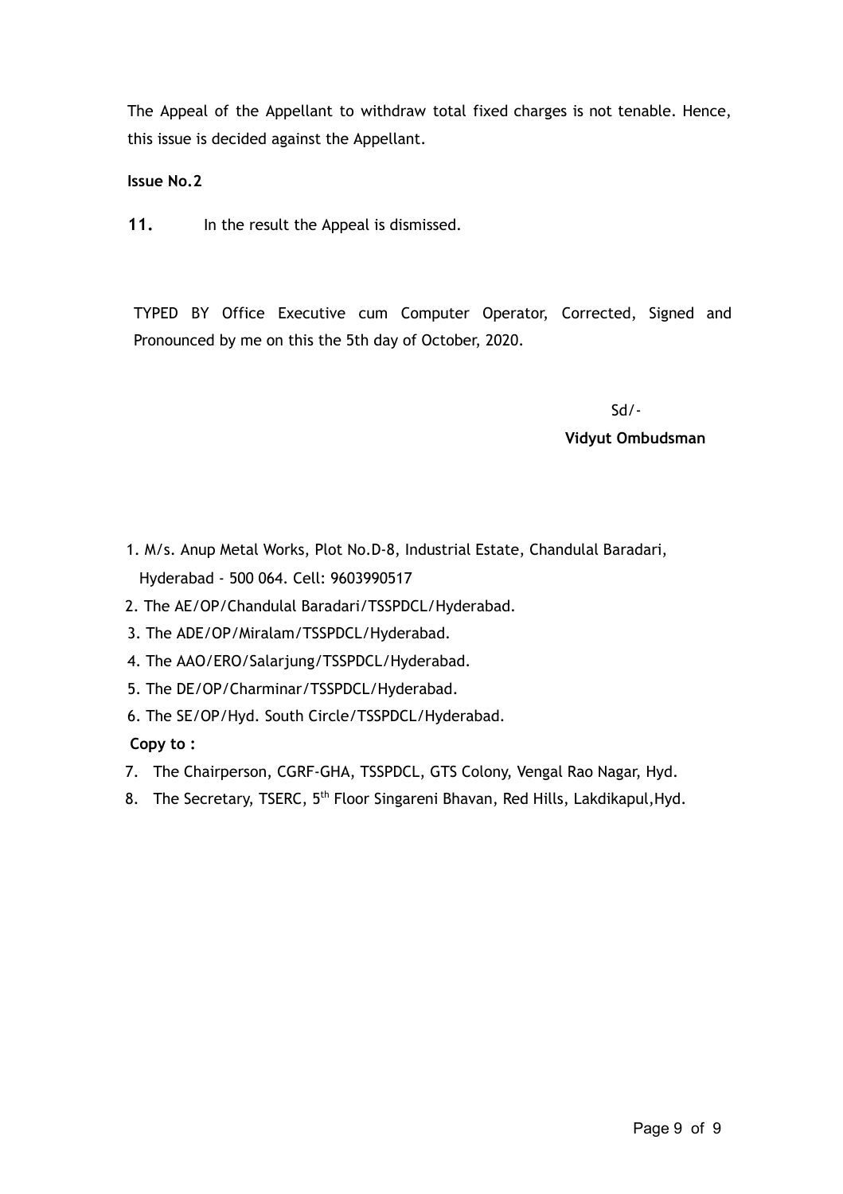The Appeal of the Appellant to withdraw total fixed charges is not tenable. Hence, this issue is decided against the Appellant.

**Issue No.2**

**11.** In the result the Appeal is dismissed.

TYPED BY Office Executive cum Computer Operator, Corrected, Signed and Pronounced by me on this the 5th day of October, 2020.

Sd/-

**Vidyut Ombudsman**

1. M/s. Anup Metal Works, Plot No.D-8, Industrial Estate, Chandulal Baradari, Hyderabad - 500 064. Cell: 9603990517
2. The AE/OP/Chandulal Baradari/TSSPDCL/Hyderabad.
3. The ADE/OP/Miralam/TSSPDCL/Hyderabad.
4. The AAO/ERO/Salarjung/TSSPDCL/Hyderabad.
5. The DE/OP/Charminar/TSSPDCL/Hyderabad.
6. The SE/OP/Hyd. South Circle/TSSPDCL/Hyderabad.

**Copy to :**

7. The Chairperson, CGRF-GHA, TSSPDCL, GTS Colony, Vengal Rao Nagar, Hyd.
8. The Secretary, TSERC, 5th Floor Singareni Bhavan, Red Hills, Lakdikapul,Hyd.